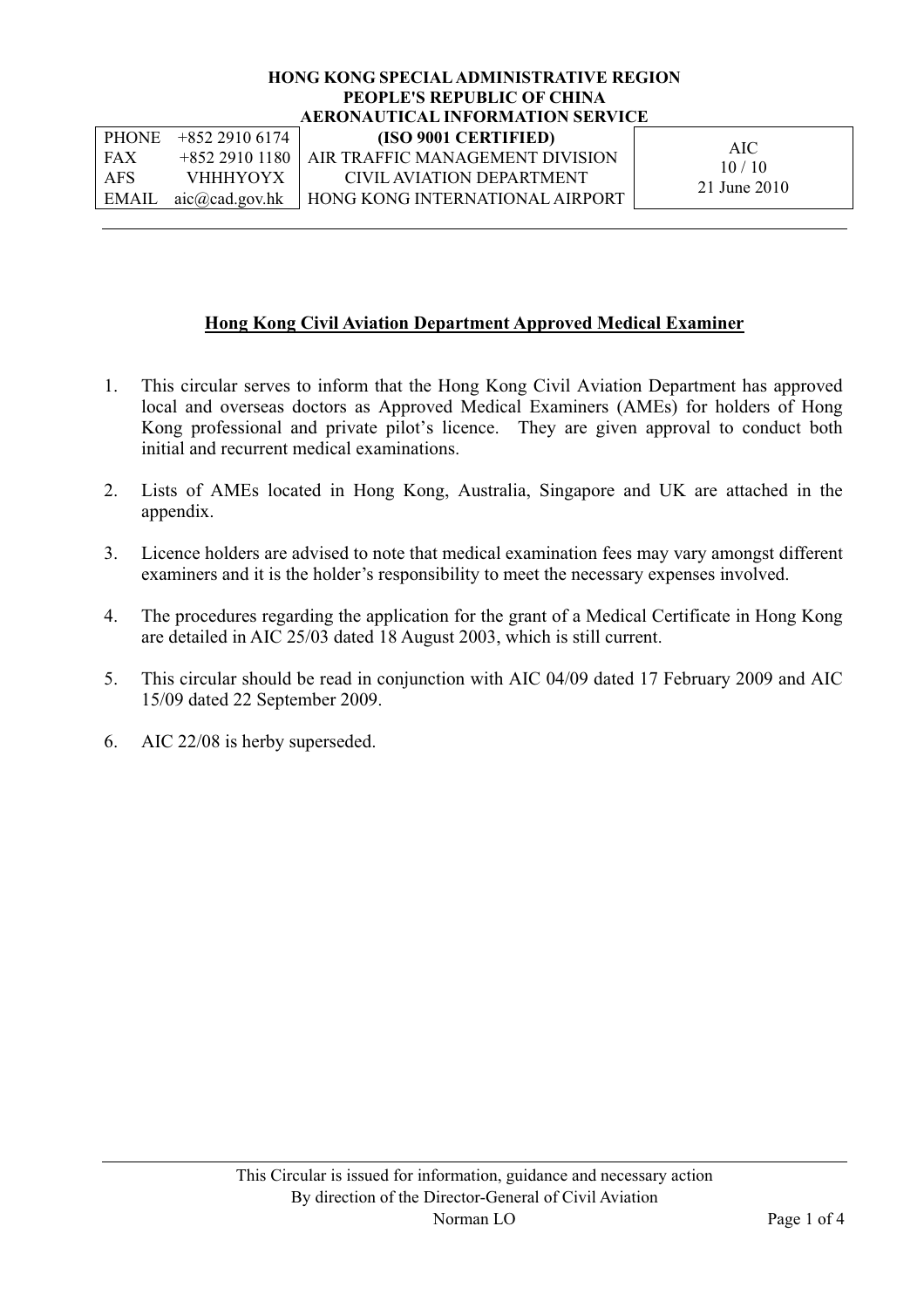**HONG KONG SPECIAL ADMINISTRATIVE REGION**
**PEOPLE'S REPUBLIC OF CHINA**
**AERONAUTICAL INFORMATION SERVICE**

| | | | |
|---|---|---|---|
| PHONE +852 2910 6174 | **(ISO 9001 CERTIFIED)** | AIC |
| FAX +852 2910 1180 | AIR TRAFFIC MANAGEMENT DIVISION | 10 / 10 |
| AFS VHHHYOYX | CIVIL AVIATION DEPARTMENT | 21 June 2010 |
| EMAIL aic@cad.gov.hk | HONG KONG INTERNATIONAL AIRPORT | |

## Hong Kong Civil Aviation Department Approved Medical Examiner

1. This circular serves to inform that the Hong Kong Civil Aviation Department has approved local and overseas doctors as Approved Medical Examiners (AMEs) for holders of Hong Kong professional and private pilot's licence. They are given approval to conduct both initial and recurrent medical examinations.

2. Lists of AMEs located in Hong Kong, Australia, Singapore and UK are attached in the appendix.

3. Licence holders are advised to note that medical examination fees may vary amongst different examiners and it is the holder's responsibility to meet the necessary expenses involved.

4. The procedures regarding the application for the grant of a Medical Certificate in Hong Kong are detailed in AIC 25/03 dated 18 August 2003, which is still current.

5. This circular should be read in conjunction with AIC 04/09 dated 17 February 2009 and AIC 15/09 dated 22 September 2009.

6. AIC 22/08 is herby superseded.

This Circular is issued for information, guidance and necessary action
By direction of the Director-General of Civil Aviation
Norman LO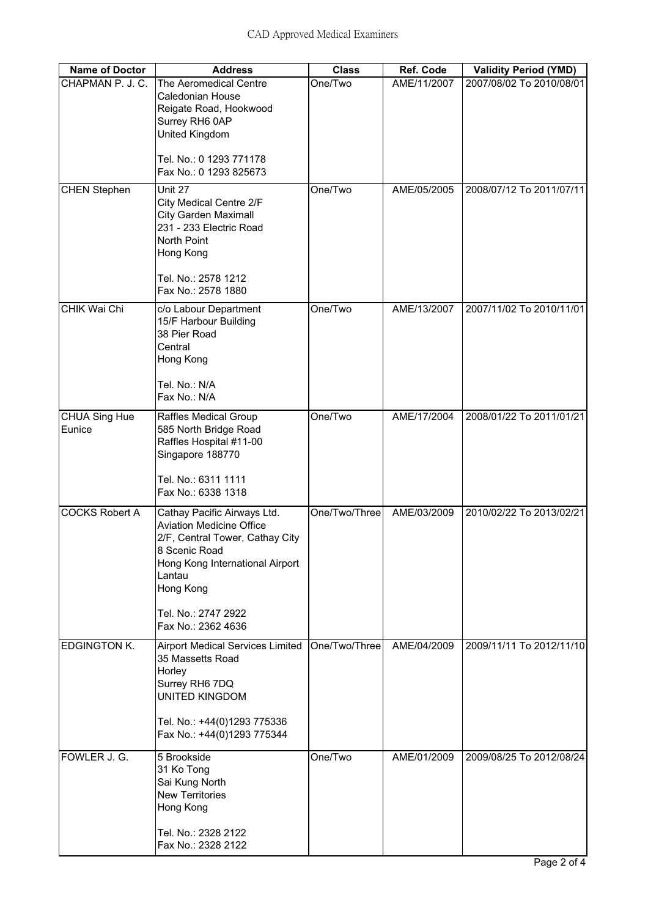| Name of Doctor | Address | Class | Ref. Code | Validity Period (YMD) |
|---|---|---|---|---|
| CHAPMAN P. J. C. | The Aeromedical Centre<br>Caledonian House<br>Reigate Road, Hookwood<br>Surrey RH6 0AP<br>United Kingdom<br><br>Tel. No.: 0 1293 771178<br>Fax No.: 0 1293 825673 | One/Two | AME/11/2007 | 2007/08/02 To 2010/08/01 |
| CHEN Stephen | Unit 27<br>City Medical Centre 2/F<br>City Garden Maximall<br>231 - 233 Electric Road<br>North Point<br>Hong Kong<br><br>Tel. No.: 2578 1212<br>Fax No.: 2578 1880 | One/Two | AME/05/2005 | 2008/07/12 To 2011/07/11 |
| CHIK Wai Chi | c/o Labour Department<br>15/F Harbour Building<br>38 Pier Road<br>Central<br>Hong Kong<br><br>Tel. No.: N/A<br>Fax No.: N/A | One/Two | AME/13/2007 | 2007/11/02 To 2010/11/01 |
| CHUA Sing Hue Eunice | Raffles Medical Group<br>585 North Bridge Road<br>Raffles Hospital #11-00<br>Singapore 188770<br><br>Tel. No.: 6311 1111<br>Fax No.: 6338 1318 | One/Two | AME/17/2004 | 2008/01/22 To 2011/01/21 |
| COCKS Robert A | Cathay Pacific Airways Ltd.<br>Aviation Medicine Office<br>2/F, Central Tower, Cathay City<br>8 Scenic Road<br>Hong Kong International Airport<br>Lantau<br>Hong Kong<br><br>Tel. No.: 2747 2922<br>Fax No.: 2362 4636 | One/Two/Three | AME/03/2009 | 2010/02/22 To 2013/02/21 |
| EDGINGTON K. | Airport Medical Services Limited<br>35 Massetts Road<br>Horley<br>Surrey RH6 7DQ<br>UNITED KINGDOM<br><br>Tel. No.: +44(0)1293 775336<br>Fax No.: +44(0)1293 775344 | One/Two/Three | AME/04/2009 | 2009/11/11 To 2012/11/10 |
| FOWLER J. G. | 5 Brookside<br>31 Ko Tong<br>Sai Kung North<br>New Territories<br>Hong Kong<br><br>Tel. No.: 2328 2122<br>Fax No.: 2328 2122 | One/Two | AME/01/2009 | 2009/08/25 To 2012/08/24 |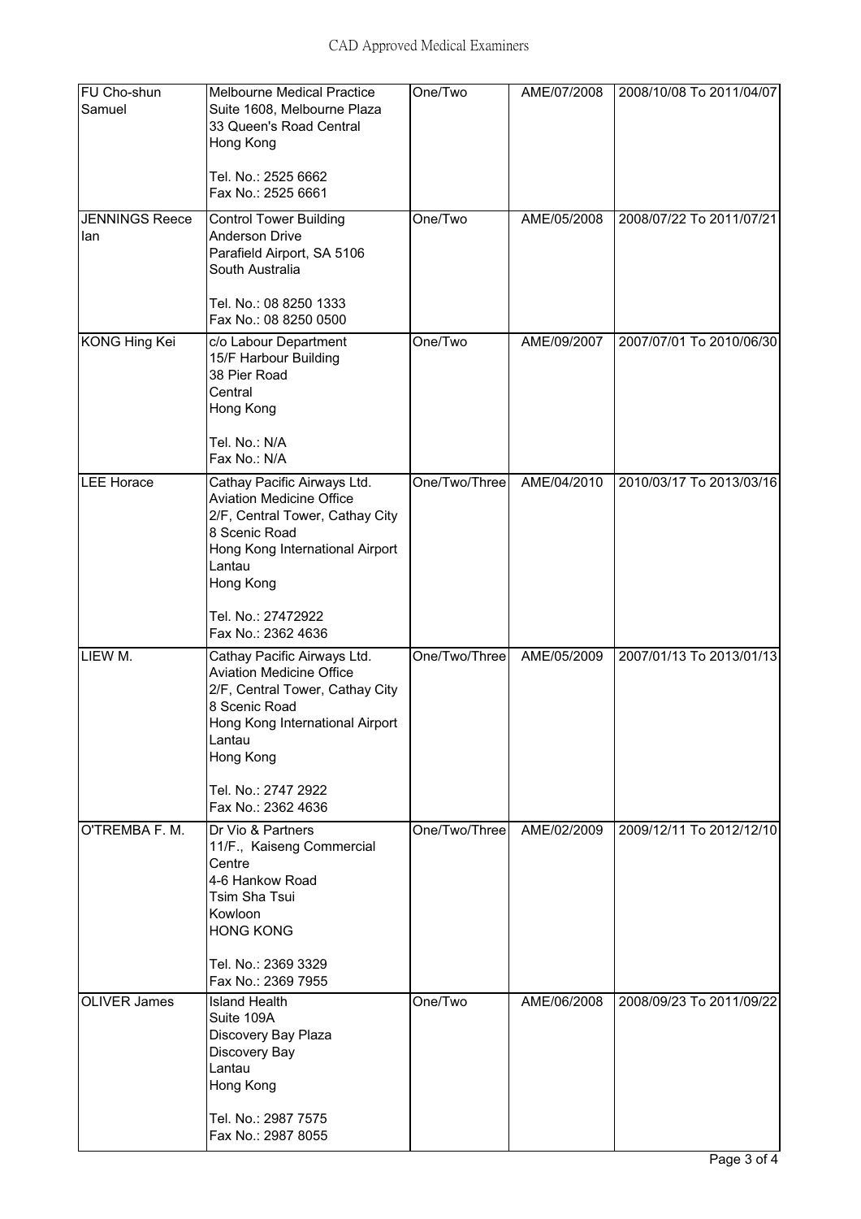| | | | | |
|---|---|---|---|---|
| FU Cho-shun Samuel | Melbourne Medical Practice<br>Suite 1608, Melbourne Plaza<br>33 Queen's Road Central<br>Hong Kong<br><br>Tel. No.: 2525 6662<br>Fax No.: 2525 6661 | One/Two | AME/07/2008 | 2008/10/08 To 2011/04/07 |
| JENNINGS Reece Ian | Control Tower Building<br>Anderson Drive<br>Parafield Airport, SA 5106<br>South Australia<br><br>Tel. No.: 08 8250 1333<br>Fax No.: 08 8250 0500 | One/Two | AME/05/2008 | 2008/07/22 To 2011/07/21 |
| KONG Hing Kei | c/o Labour Department<br>15/F Harbour Building<br>38 Pier Road<br>Central<br>Hong Kong<br><br>Tel. No.: N/A<br>Fax No.: N/A | One/Two | AME/09/2007 | 2007/07/01 To 2010/06/30 |
| LEE Horace | Cathay Pacific Airways Ltd.<br>Aviation Medicine Office<br>2/F, Central Tower, Cathay City<br>8 Scenic Road<br>Hong Kong International Airport<br>Lantau<br>Hong Kong<br><br>Tel. No.: 27472922<br>Fax No.: 2362 4636 | One/Two/Three | AME/04/2010 | 2010/03/17 To 2013/03/16 |
| LIEW M. | Cathay Pacific Airways Ltd.<br>Aviation Medicine Office<br>2/F, Central Tower, Cathay City<br>8 Scenic Road<br>Hong Kong International Airport<br>Lantau<br>Hong Kong<br><br>Tel. No.: 2747 2922<br>Fax No.: 2362 4636 | One/Two/Three | AME/05/2009 | 2007/01/13 To 2013/01/13 |
| O'TREMBA F. M. | Dr Vio & Partners<br>11/F., Kaiseng Commercial Centre<br>4-6 Hankow Road<br>Tsim Sha Tsui<br>Kowloon<br>HONG KONG<br><br>Tel. No.: 2369 3329<br>Fax No.: 2369 7955 | One/Two/Three | AME/02/2009 | 2009/12/11 To 2012/12/10 |
| OLIVER James | Island Health<br>Suite 109A<br>Discovery Bay Plaza<br>Discovery Bay<br>Lantau<br>Hong Kong<br><br>Tel. No.: 2987 7575<br>Fax No.: 2987 8055 | One/Two | AME/06/2008 | 2008/09/23 To 2011/09/22 |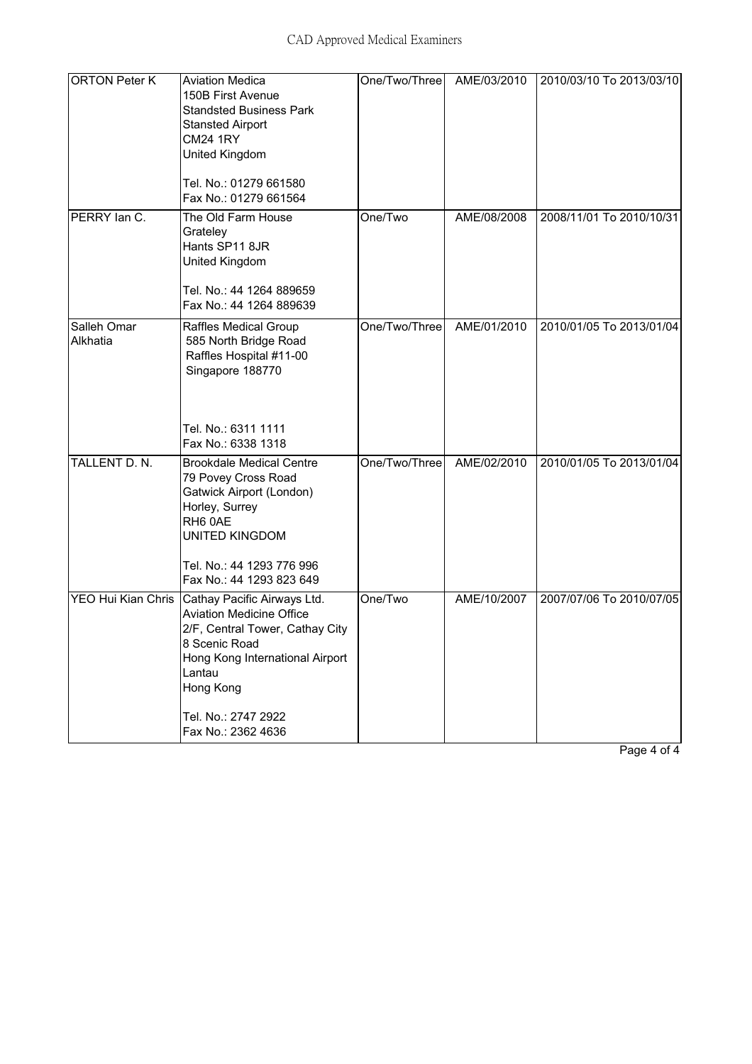| | | | | |
|---|---|---|---|---|
| ORTON Peter K | Aviation Medica<br>150B First Avenue<br>Standsted Business Park<br>Stansted Airport<br>CM24 1RY<br>United Kingdom<br><br>Tel. No.: 01279 661580<br>Fax No.: 01279 661564 | One/Two/Three | AME/03/2010 | 2010/03/10 To 2013/03/10 |
| PERRY Ian C. | The Old Farm House<br>Grateley<br>Hants SP11 8JR<br>United Kingdom<br><br>Tel. No.: 44 1264 889659<br>Fax No.: 44 1264 889639 | One/Two | AME/08/2008 | 2008/11/01 To 2010/10/31 |
| Salleh Omar Alkhatia | Raffles Medical Group<br>585 North Bridge Road<br>Raffles Hospital #11-00<br>Singapore 188770<br><br>Tel. No.: 6311 1111<br>Fax No.: 6338 1318 | One/Two/Three | AME/01/2010 | 2010/01/05 To 2013/01/04 |
| TALLENT D. N. | Brookdale Medical Centre<br>79 Povey Cross Road<br>Gatwick Airport (London)<br>Horley, Surrey<br>RH6 0AE<br>UNITED KINGDOM<br><br>Tel. No.: 44 1293 776 996<br>Fax No.: 44 1293 823 649 | One/Two/Three | AME/02/2010 | 2010/01/05 To 2013/01/04 |
| YEO Hui Kian Chris | Cathay Pacific Airways Ltd.<br>Aviation Medicine Office<br>2/F, Central Tower, Cathay City<br>8 Scenic Road<br>Hong Kong International Airport<br>Lantau<br>Hong Kong<br><br>Tel. No.: 2747 2922<br>Fax No.: 2362 4636 | One/Two | AME/10/2007 | 2007/07/06 To 2010/07/05 |